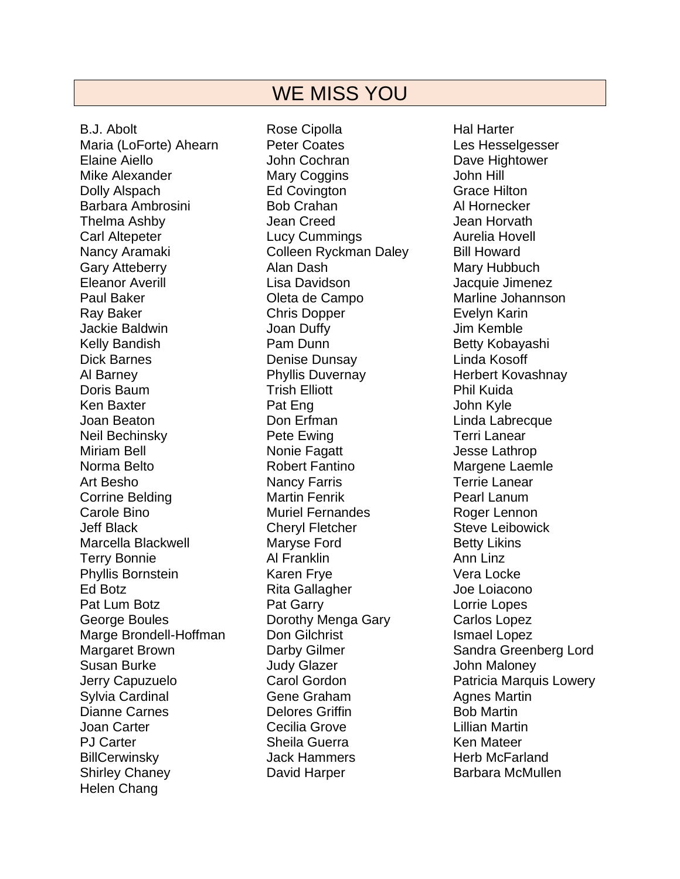# WE MISS YOU

B.J. Abolt
Maria (LoForte) Ahearn
Elaine Aiello
Mike Alexander
Dolly Alspach
Barbara Ambrosini
Thelma Ashby
Carl Altepeter
Nancy Aramaki
Gary Atteberry
Eleanor Averill
Paul Baker
Ray Baker
Jackie Baldwin
Kelly Bandish
Dick Barnes
Al Barney
Doris Baum
Ken Baxter
Joan Beaton
Neil Bechinsky
Miriam Bell
Norma Belto
Art Besho
Corrine Belding
Carole Bino
Jeff Black
Marcella Blackwell
Terry Bonnie
Phyllis Bornstein
Ed Botz
Pat Lum Botz
George Boules
Marge Brondell-Hoffman
Margaret Brown
Susan Burke
Jerry Capuzuelo
Sylvia Cardinal
Dianne Carnes
Joan Carter
PJ Carter
BillCerwinsky
Shirley Chaney
Helen Chang
Rose Cipolla
Peter Coates
John Cochran
Mary Coggins
Ed Covington
Bob Crahan
Jean Creed
Lucy Cummings
Colleen Ryckman Daley
Alan Dash
Lisa Davidson
Oleta de Campo
Chris Dopper
Joan Duffy
Pam Dunn
Denise Dunsay
Phyllis Duvernay
Trish Elliott
Pat Eng
Don Erfman
Pete Ewing
Nonie Fagatt
Robert Fantino
Nancy Farris
Martin Fenrik
Muriel Fernandes
Cheryl Fletcher
Maryse Ford
Al Franklin
Karen Frye
Rita Gallagher
Pat Garry
Dorothy Menga Gary
Don Gilchrist
Darby Gilmer
Judy Glazer
Carol Gordon
Gene Graham
Delores Griffin
Cecilia Grove
Sheila Guerra
Jack Hammers
David Harper
Hal Harter
Les Hesselgesser
Dave Hightower
John Hill
Grace Hilton
Al Hornecker
Jean Horvath
Aurelia Hovell
Bill Howard
Mary Hubbuch
Jacquie Jimenez
Marline Johannson
Evelyn Karin
Jim Kemble
Betty Kobayashi
Linda Kosoff
Herbert Kovashnay
Phil Kuida
John Kyle
Linda Labrecque
Terri Lanear
Jesse Lathrop
Margene Laemle
Terrie Lanear
Pearl Lanum
Roger Lennon
Steve Leibowick
Betty Likins
Ann Linz
Vera Locke
Joe Loiacono
Lorrie Lopes
Carlos Lopez
Ismael Lopez
Sandra Greenberg Lord
John Maloney
Patricia Marquis Lowery
Agnes Martin
Bob Martin
Lillian Martin
Ken Mateer
Herb McFarland
Barbara McMullen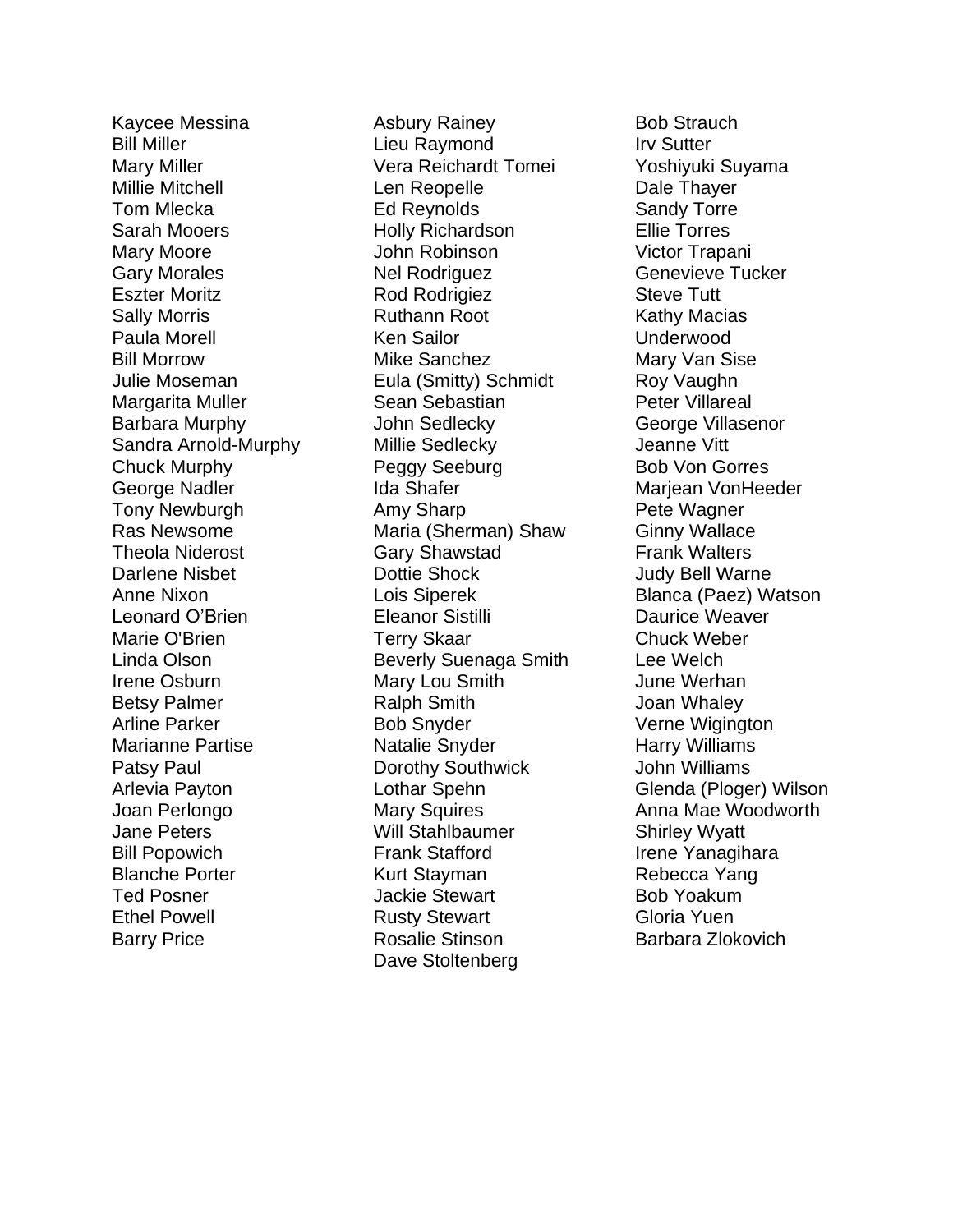Kaycee Messina
Bill Miller
Mary Miller
Millie Mitchell
Tom Mlecka
Sarah Mooers
Mary Moore
Gary Morales
Eszter Moritz
Sally Morris
Paula Morell
Bill Morrow
Julie Moseman
Margarita Muller
Barbara Murphy
Sandra Arnold-Murphy
Chuck Murphy
George Nadler
Tony Newburgh
Ras Newsome
Theola Niderost
Darlene Nisbet
Anne Nixon
Leonard O'Brien
Marie O'Brien
Linda Olson
Irene Osburn
Betsy Palmer
Arline Parker
Marianne Partise
Patsy Paul
Arlevia Payton
Joan Perlongo
Jane Peters
Bill Popowich
Blanche Porter
Ted Posner
Ethel Powell
Barry Price

Asbury Rainey
Lieu Raymond
Vera Reichardt Tomei
Len Reopelle
Ed Reynolds
Holly Richardson
John Robinson
Nel Rodriguez
Rod Rodrigiez
Ruthann Root
Ken Sailor
Mike Sanchez
Eula (Smitty) Schmidt
Sean Sebastian
John Sedlecky
Millie Sedlecky
Peggy Seeburg
Ida Shafer
Amy Sharp
Maria (Sherman) Shaw
Gary Shawstad
Dottie Shock
Lois Siperek
Eleanor Sistilli
Terry Skaar
Beverly Suenaga Smith
Mary Lou Smith
Ralph Smith
Bob Snyder
Natalie Snyder
Dorothy Southwick
Lothar Spehn
Mary Squires
Will Stahlbaumer
Frank Stafford
Kurt Stayman
Jackie Stewart
Rusty Stewart
Rosalie Stinson
Dave Stoltenberg

Bob Strauch
Irv Sutter
Yoshiyuki Suyama
Dale Thayer
Sandy Torre
Ellie Torres
Victor Trapani
Genevieve Tucker
Steve Tutt
Kathy Macias
Underwood
Mary Van Sise
Roy Vaughn
Peter Villareal
George Villasenor
Jeanne Vitt
Bob Von Gorres
Marjean VonHeeder
Pete Wagner
Ginny Wallace
Frank Walters
Judy Bell Warne
Blanca (Paez) Watson
Daurice Weaver
Chuck Weber
Lee Welch
June Werhan
Joan Whaley
Verne Wigington
Harry Williams
John Williams
Glenda (Ploger) Wilson
Anna Mae Woodworth
Shirley Wyatt
Irene Yanagihara
Rebecca Yang
Bob Yoakum
Gloria Yuen
Barbara Zlokovich